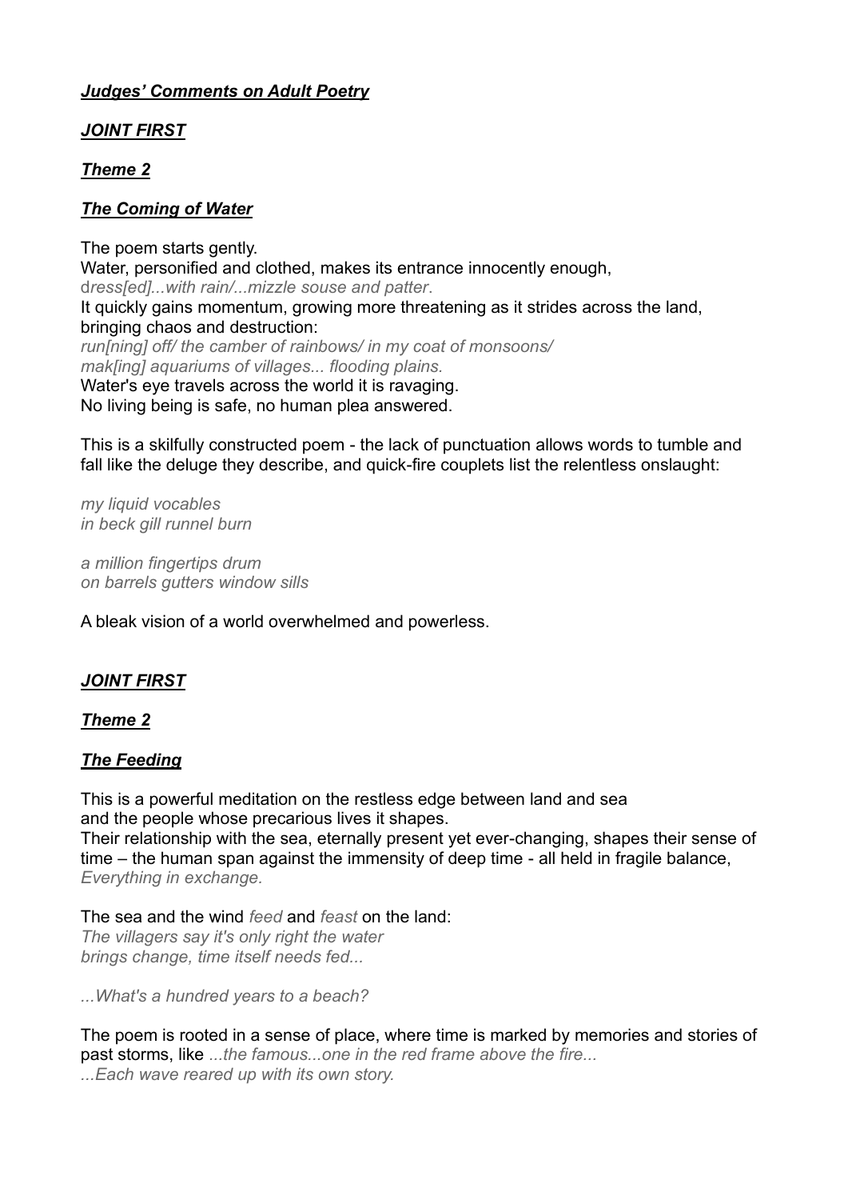# ***Judges' Comments on Adult Poetry***

## ***JOINT FIRST***

### ***Theme 2***

### ***The Coming of Water***

The poem starts gently.
Water, personified and clothed, makes its entrance innocently enough,
d*ress[ed]...with rain/...mizzle souse and patter*.
It quickly gains momentum, growing more threatening as it strides across the land, bringing chaos and destruction:
*run[ning] off/ the camber of rainbows/ in my coat of monsoons/*
*mak[ing] aquariums of villages... flooding plains.*
Water's eye travels across the world it is ravaging.
No living being is safe, no human plea answered.

This is a skilfully constructed poem - the lack of punctuation allows words to tumble and fall like the deluge they describe, and quick-fire couplets list the relentless onslaught:

*my liquid vocables*
*in beck gill runnel burn*

*a million fingertips drum*
*on barrels gutters window sills*

A bleak vision of a world overwhelmed and powerless.

## ***JOINT FIRST***

### ***Theme 2***

### ***The Feeding***

This is a powerful meditation on the restless edge between land and sea
and the people whose precarious lives it shapes.
Their relationship with the sea, eternally present yet ever-changing, shapes their sense of time – the human span against the immensity of deep time - all held in fragile balance,
*Everything in exchange.*

The sea and the wind *feed* and *feast* on the land:
*The villagers say it's only right the water*
*brings change, time itself needs fed...*

*...What's a hundred years to a beach?*

The poem is rooted in a sense of place, where time is marked by memories and stories of past storms, like *...the famous...one in the red frame above the fire...*
*...Each wave reared up with its own story.*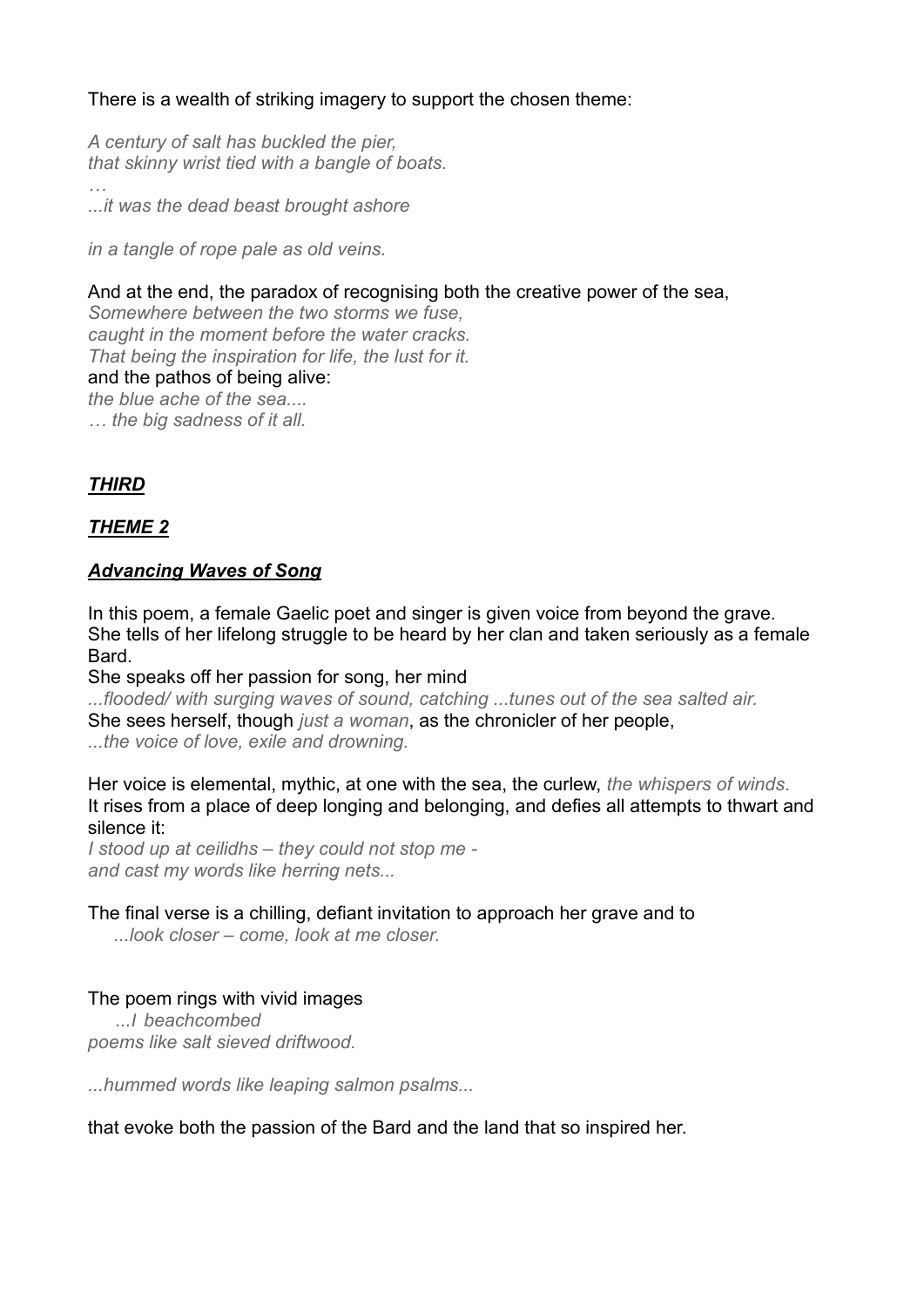There is a wealth of striking imagery to support the chosen theme:

*A century of salt has buckled the pier,*
*that skinny wrist tied with a bangle of boats.*
*…*
*...it was the dead beast brought ashore*

*in a tangle of rope pale as old veins.*

And at the end, the paradox of recognising both the creative power of the sea,
*Somewhere between the two storms we fuse,*
*caught in the moment before the water cracks.*
*That being the inspiration for life, the lust for it.*
and the pathos of being alive:
*the blue ache of the sea....*
*… the big sadness of it all.*

***THIRD***

***THEME 2***

***Advancing Waves of Song***

In this poem, a female Gaelic poet and singer is given voice from beyond the grave. She tells of her lifelong struggle to be heard by her clan and taken seriously as a female Bard.
She speaks off her passion for song, her mind
*...flooded/ with surging waves of sound, catching ...tunes out of the sea salted air.*
She sees herself, though *just a woman*, as the chronicler of her people,
*...the voice of love, exile and drowning.*

Her voice is elemental, mythic, at one with the sea, the curlew, *the whispers of winds*.
It rises from a place of deep longing and belonging, and defies all attempts to thwart and silence it:
*I stood up at ceilidhs – they could not stop me -*
*and cast my words like herring nets...*

The final verse is a chilling, defiant invitation to approach her grave and to
*...look closer – come, look at me closer.*

The poem rings with vivid images
*...I beachcombed*
*poems like salt sieved driftwood.*

*...hummed words like leaping salmon psalms...*

that evoke both the passion of the Bard and the land that so inspired her.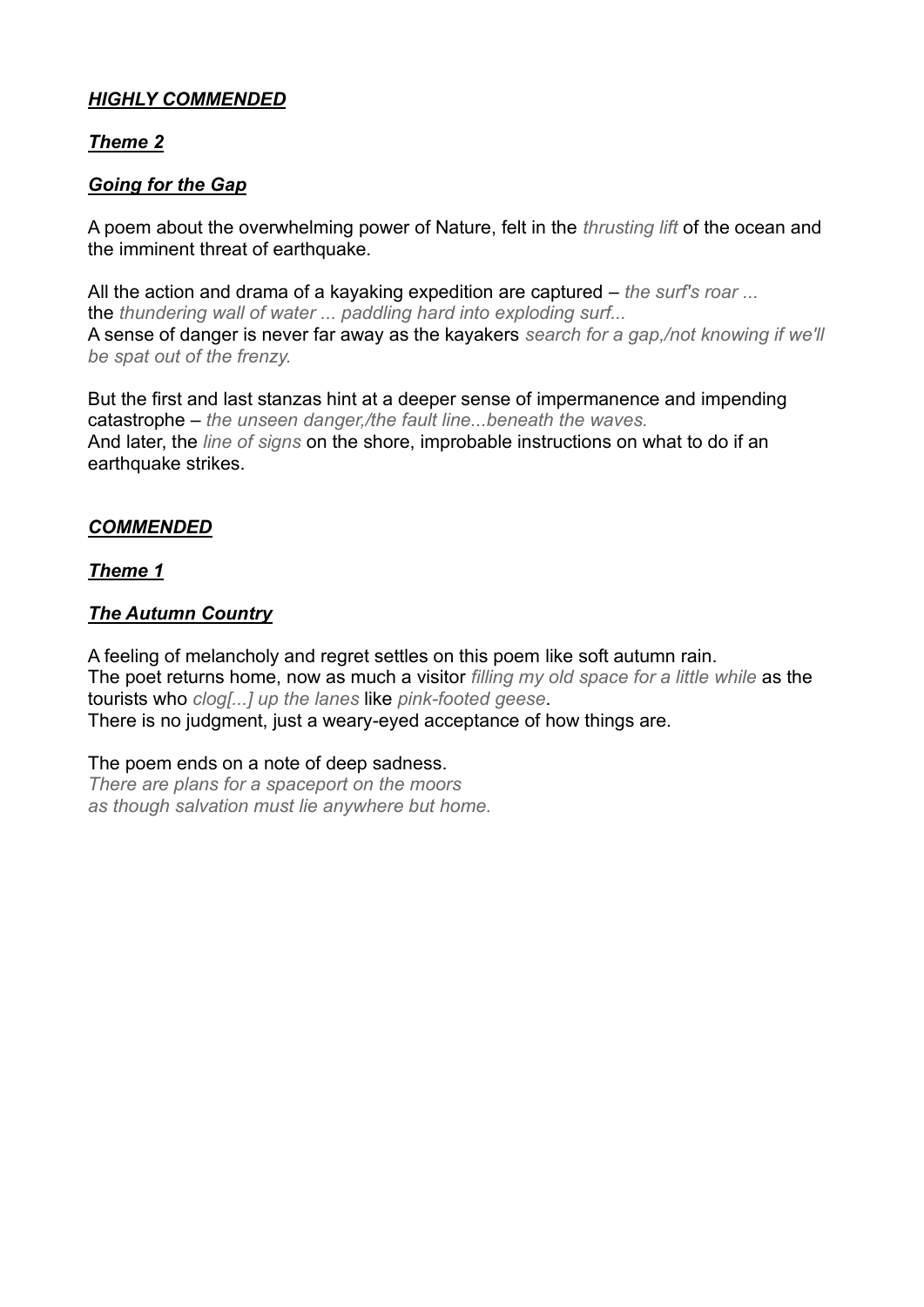***HIGHLY COMMENDED***

***Theme 2***

***Going for the Gap***

A poem about the overwhelming power of Nature, felt in the *thrusting lift* of the ocean and the imminent threat of earthquake.

All the action and drama of a kayaking expedition are captured – *the surf's roar ...* the *thundering wall of water ... paddling hard into exploding surf...*
A sense of danger is never far away as the kayakers *search for a gap,/not knowing if we'll be spat out of the frenzy.*

But the first and last stanzas hint at a deeper sense of impermanence and impending catastrophe – *the unseen danger,/the fault line...beneath the waves.*
And later, the *line of signs* on the shore, improbable instructions on what to do if an earthquake strikes.

***COMMENDED***

***Theme 1***

***The Autumn Country***

A feeling of melancholy and regret settles on this poem like soft autumn rain.
The poet returns home, now as much a visitor *filling my old space for a little while* as the tourists who *clog[...] up the lanes* like *pink-footed geese*.
There is no judgment, just a weary-eyed acceptance of how things are.

The poem ends on a note of deep sadness.
*There are plans for a spaceport on the moors*
*as though salvation must lie anywhere but home.*